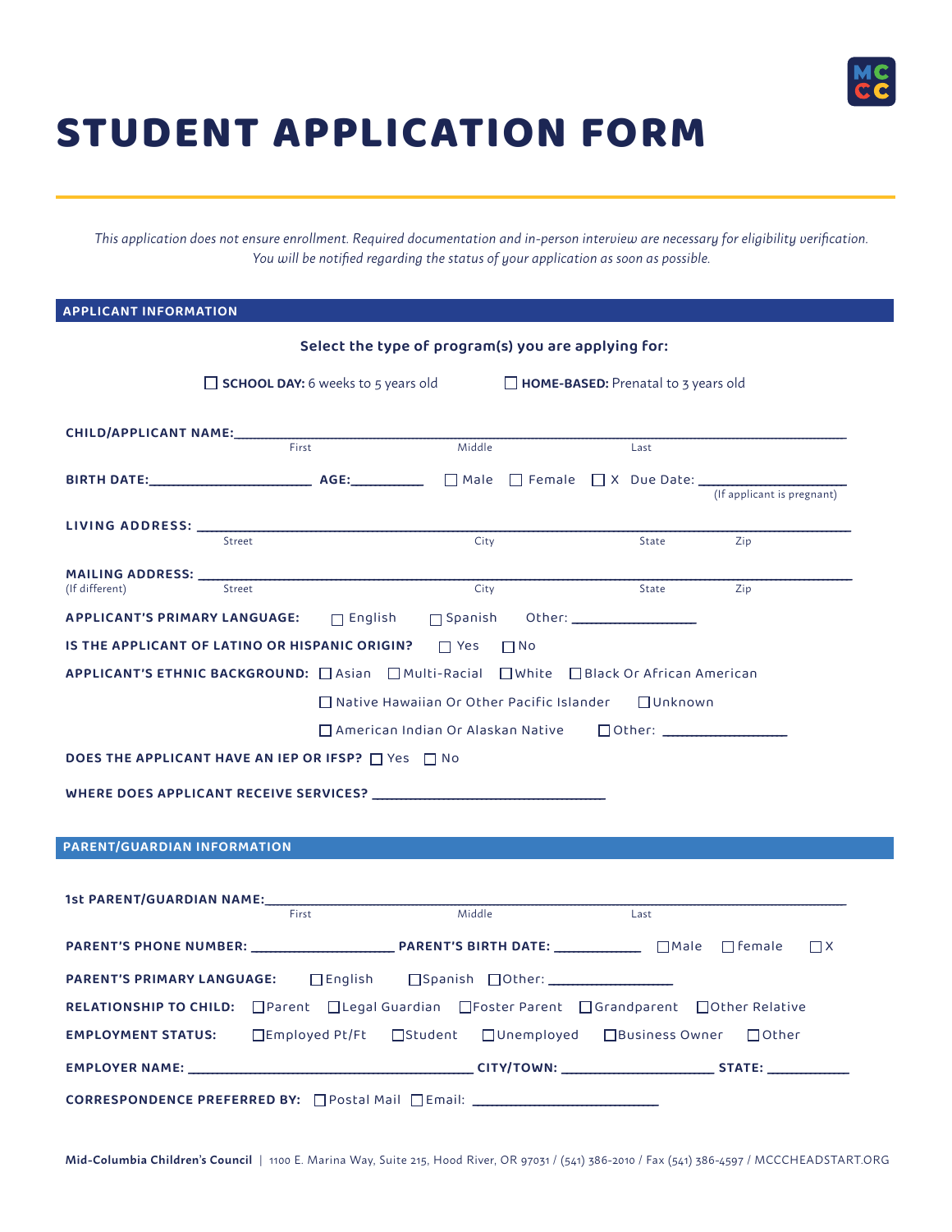# STUDENT APPLICATION FORM

*This application does not ensure enrollment. Required documentation and in-person interview are necessary for eligibility verification. You will be notified regarding the status of your application as soon as possible.*

## APPLICANT INFORMATION

**Select the type of program(s) you are applying for:**

☐ **SCHOOL DAY:** 6 weeks to 5 years old ☐ **HOME-BASED:** Prenatal to 3 years old

**CHILD/APPLICANT NAME:** ______________________________________________
First Middle Last

**BIRTH DATE:** ____________________ **AGE:** __________ ☐ Male ☐ Female ☐ X Due Date: ____________________ (If applicant is pregnant)

**LIVING ADDRESS:** ______________________________________________
Street City State Zip

**MAILING ADDRESS:** ______________________________________________
(If different) Street City State Zip

**APPLICANT'S PRIMARY LANGUAGE:** ☐ English ☐ Spanish Other: ________________

**IS THE APPLICANT OF LATINO OR HISPANIC ORIGIN?** ☐ Yes ☐ No

**APPLICANT'S ETHNIC BACKGROUND:** ☐ Asian ☐ Multi-Racial ☐ White ☐ Black Or African American ☐ Native Hawaiian Or Other Pacific Islander ☐ Unknown ☐ American Indian Or Alaskan Native ☐ Other: ________________

**DOES THE APPLICANT HAVE AN IEP OR IFSP?** ☐ Yes ☐ No

**WHERE DOES APPLICANT RECEIVE SERVICES?** ______________________________

## PARENT/GUARDIAN INFORMATION

**1st PARENT/GUARDIAN NAME:** ______________________________________________
First Middle Last

**PARENT'S PHONE NUMBER:** ____________________ **PARENT'S BIRTH DATE:** ____________ ☐ Male ☐ Female ☐ X

**PARENT'S PRIMARY LANGUAGE:** ☐ English ☐ Spanish ☐ Other: ________________

**RELATIONSHIP TO CHILD:** ☐ Parent ☐ Legal Guardian ☐ Foster Parent ☐ Grandparent ☐ Other Relative

**EMPLOYMENT STATUS:** ☐ Employed Pt/Ft ☐ Student ☐ Unemployed ☐ Business Owner ☐ Other

**EMPLOYER NAME:** ______________________________ **CITY/TOWN:** ____________________ **STATE:** ____________

**CORRESPONDENCE PREFERRED BY:** ☐ Postal Mail ☐ Email: ________________________

**Mid-Columbia Children's Council** | 1100 E. Marina Way, Suite 215, Hood River, OR 97031 / (541) 386-2010 / Fax (541) 386-4597 / MCCCHEADSTART.ORG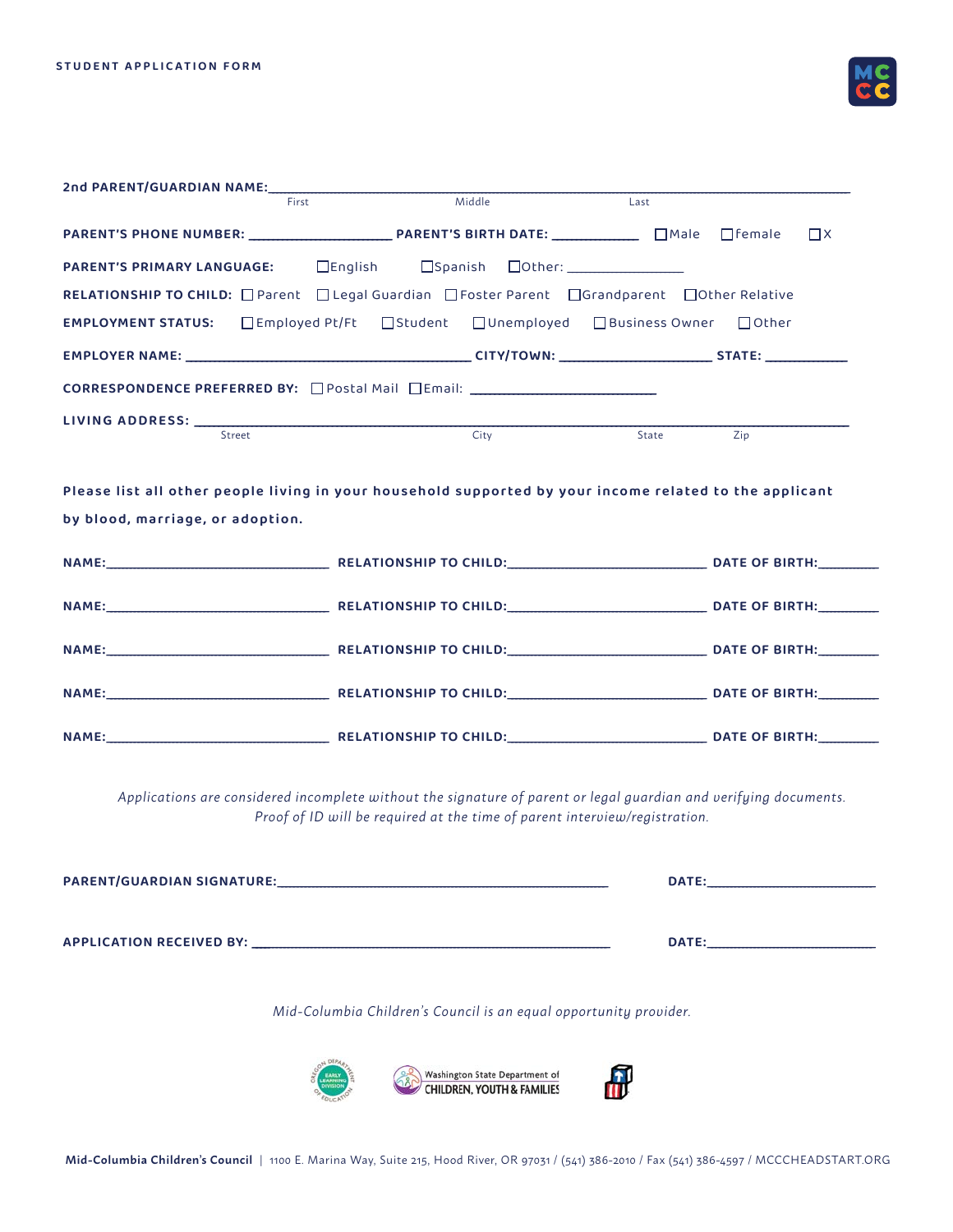STUDENT APPLICATION FORM

**2nd PARENT/GUARDIAN NAME:**______________________________________________
First Middle Last

**PARENT'S PHONE NUMBER:** ____________________ **PARENT'S BIRTH DATE:** ____________ ☐Male ☐female ☐X

**PARENT'S PRIMARY LANGUAGE:** ☐English ☐Spanish ☐Other: ________________

**RELATIONSHIP TO CHILD:** ☐ Parent ☐ Legal Guardian ☐ Foster Parent ☐Grandparent ☐Other Relative

**EMPLOYMENT STATUS:** ☐Employed Pt/Ft ☐Student ☐Unemployed ☐ Business Owner ☐ Other

**EMPLOYER NAME:** ________________________________________ **CITY/TOWN:** _____________________ **STATE:** ____________

**CORRESPONDENCE PREFERRED BY:** ☐Postal Mail ☐Email: __________________________

**LIVING ADDRESS:** ____________________________________________________________
Street City State Zip

**Please list all other people living in your household supported by your income related to the applicant by blood, marriage, or adoption.**

**NAME:**_______________________________ **RELATIONSHIP TO CHILD:**____________________________ **DATE OF BIRTH:**________

**NAME:**_______________________________ **RELATIONSHIP TO CHILD:**____________________________ **DATE OF BIRTH:**________

**NAME:**_______________________________ **RELATIONSHIP TO CHILD:**____________________________ **DATE OF BIRTH:**________

**NAME:**_______________________________ **RELATIONSHIP TO CHILD:**____________________________ **DATE OF BIRTH:**________

**NAME:**_______________________________ **RELATIONSHIP TO CHILD:**____________________________ **DATE OF BIRTH:**________

*Applications are considered incomplete without the signature of parent or legal guardian and verifying documents. Proof of ID will be required at the time of parent interview/registration.*

**PARENT/GUARDIAN SIGNATURE:**_______________________________________________ **DATE:**________________________

**APPLICATION RECEIVED BY:** _______________________________________________ **DATE:**________________________

*Mid-Columbia Children's Council is an equal opportunity provider.*

Washington State Department of CHILDREN, YOUTH & FAMILIES

**Mid-Columbia Children's Council** | 1100 E. Marina Way, Suite 215, Hood River, OR 97031 / (541) 386-2010 / Fax (541) 386-4597 / MCCCHEADSTART.ORG